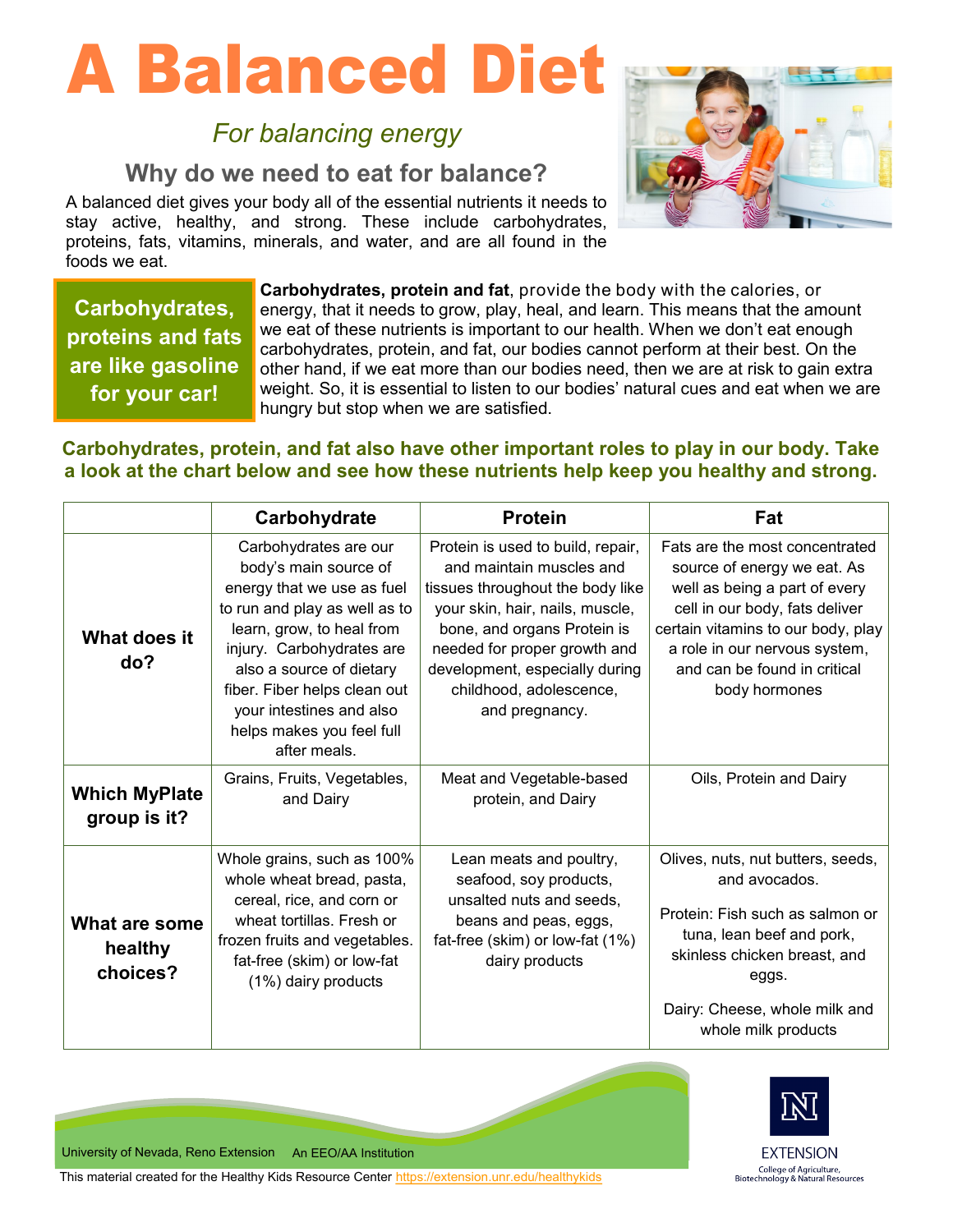# A Balanced Diet

*For balancing energy*

## Why do we need to eat for balance?

A balanced diet gives your body all of the essential nutrients it needs to stay active, healthy, and strong. These include carbohydrates, proteins, fats, vitamins, minerals, and water, and are all found in the foods we eat.

**Carbohydrates, proteins and fats are like gasoline for your car!**

**Carbohydrates, protein and fat**, provide the body with the calories, or energy, that it needs to grow, play, heal, and learn. This means that the amount we eat of these nutrients is important to our health. When we don't eat enough carbohydrates, protein, and fat, our bodies cannot perform at their best. On the other hand, if we eat more than our bodies need, then we are at risk to gain extra weight. So, it is essential to listen to our bodies' natural cues and eat when we are hungry but stop when we are satisfied.

**Carbohydrates, protein, and fat also have other important roles to play in our body. Take a look at the chart below and see how these nutrients help keep you healthy and strong.**

| | Carbohydrate | Protein | Fat |
|---|---|---|---|
| **What does it do?** | Carbohydrates are our body's main source of energy that we use as fuel to run and play as well as to learn, grow, to heal from injury. Carbohydrates are also a source of dietary fiber. Fiber helps clean out your intestines and also helps makes you feel full after meals. | Protein is used to build, repair, and maintain muscles and tissues throughout the body like your skin, hair, nails, muscle, bone, and organs Protein is needed for proper growth and development, especially during childhood, adolescence, and pregnancy. | Fats are the most concentrated source of energy we eat. As well as being a part of every cell in our body, fats deliver certain vitamins to our body, play a role in our nervous system, and can be found in critical body hormones |
| **Which MyPlate group is it?** | Grains, Fruits, Vegetables, and Dairy | Meat and Vegetable-based protein, and Dairy | Oils, Protein and Dairy |
| **What are some healthy choices?** | Whole grains, such as 100% whole wheat bread, pasta, cereal, rice, and corn or wheat tortillas. Fresh or frozen fruits and vegetables. fat-free (skim) or low-fat (1%) dairy products | Lean meats and poultry, seafood, soy products, unsalted nuts and seeds, beans and peas, eggs, fat-free (skim) or low-fat (1%) dairy products | Olives, nuts, nut butters, seeds, and avocados.<br><br>Protein: Fish such as salmon or tuna, lean beef and pork, skinless chicken breast, and eggs.<br><br>Dairy: Cheese, whole milk and whole milk products |

University of Nevada, Reno Extension An EEO/AA Institution

This material created for the Healthy Kids Resource Center https://extension.unr.edu/healthykids

EXTENSION
College of Agriculture, Biotechnology & Natural Resources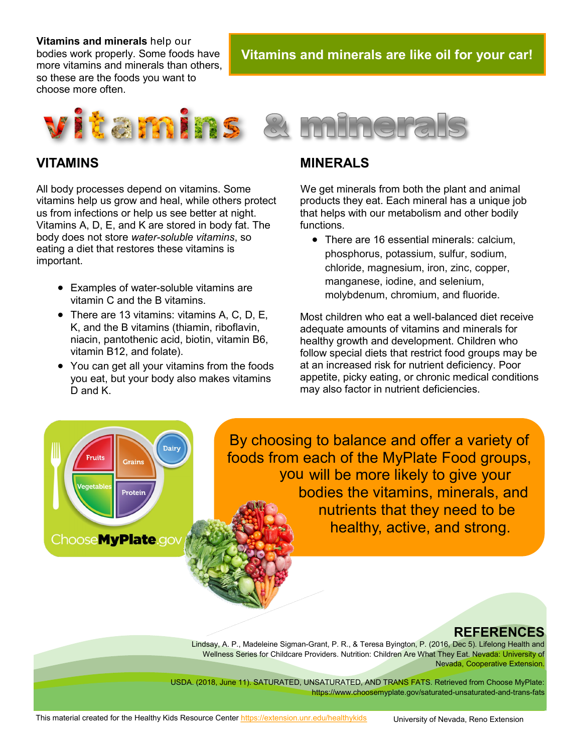**Vitamins and minerals** help our bodies work properly. Some foods have more vitamins and minerals than others, so these are the foods you want to choose more often.

**Vitamins and minerals are like oil for your car!**

# vitamins & minerals

## VITAMINS

All body processes depend on vitamins. Some vitamins help us grow and heal, while others protect us from infections or help us see better at night. Vitamins A, D, E, and K are stored in body fat. The body does not store *water-soluble vitamins*, so eating a diet that restores these vitamins is important.

- Examples of water-soluble vitamins are vitamin C and the B vitamins.
- There are 13 vitamins: vitamins A, C, D, E, K, and the B vitamins (thiamin, riboflavin, niacin, pantothenic acid, biotin, vitamin B6, vitamin B12, and folate).
- You can get all your vitamins from the foods you eat, but your body also makes vitamins D and K.

## MINERALS

We get minerals from both the plant and animal products they eat. Each mineral has a unique job that helps with our metabolism and other bodily functions.

- There are 16 essential minerals: calcium, phosphorus, potassium, sulfur, sodium, chloride, magnesium, iron, zinc, copper, manganese, iodine, and selenium, molybdenum, chromium, and fluoride.

Most children who eat a well-balanced diet receive adequate amounts of vitamins and minerals for healthy growth and development. Children who follow special diets that restrict food groups may be at an increased risk for nutrient deficiency. Poor appetite, picky eating, or chronic medical conditions may also factor in nutrient deficiencies.

Fruits
Grains
Dairy
Vegetables
Protein
ChooseMyPlate.gov

By choosing to balance and offer a variety of foods from each of the MyPlate Food groups, you will be more likely to give your bodies the vitamins, minerals, and nutrients that they need to be healthy, active, and strong.

## REFERENCES

Lindsay, A. P., Madeleine Sigman-Grant, P. R., & Teresa Byington, P. (2016, Dec 5). Lifelong Health and Wellness Series for Childcare Providers. Nutrition: Children Are What They Eat. Nevada: University of Nevada, Cooperative Extension.

USDA. (2018, June 11). SATURATED, UNSATURATED, AND TRANS FATS. Retrieved from Choose MyPlate: https://www.choosemyplate.gov/saturated-unsaturated-and-trans-fats

This material created for the Healthy Kids Resource Center https://extension.unr.edu/healthykids

University of Nevada, Reno Extension